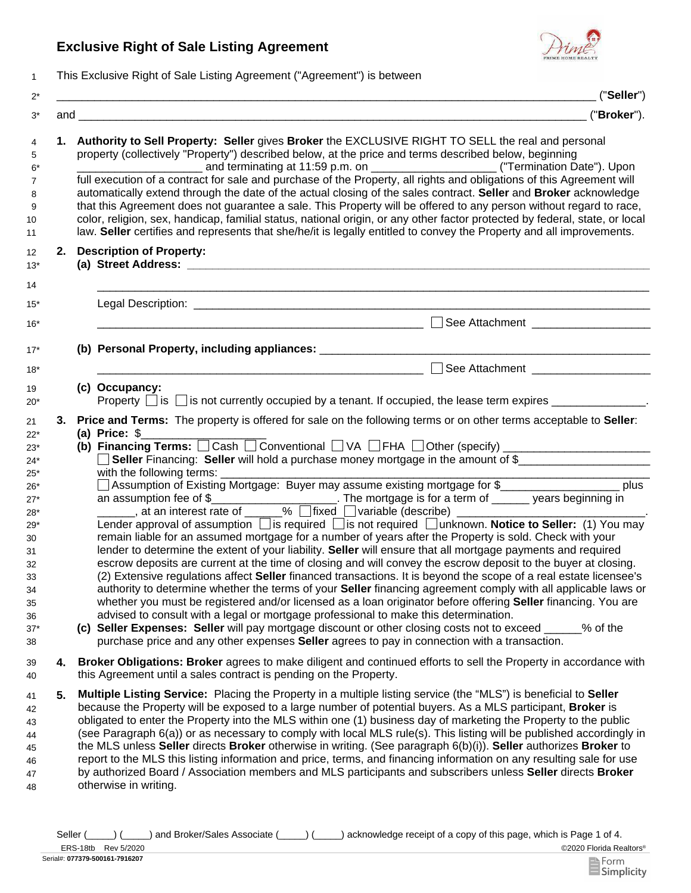# Exclusive Right of Sale Listing Agreement

This Exclusive Right of Sale Listing Agreement ("Agreement") is between

_____________________________________________________________________________ ("**Seller**")

and _________________________________________________________________________ ("**Broker**").

1. **Authority to Sell Property: Seller** gives **Broker** the EXCLUSIVE RIGHT TO SELL the real and personal property (collectively "Property") described below, at the price and terms described below, beginning ____________________ and terminating at 11:59 p.m. on ____________________ ("Termination Date"). Upon full execution of a contract for sale and purchase of the Property, all rights and obligations of this Agreement will automatically extend through the date of the actual closing of the sales contract. **Seller** and **Broker** acknowledge that this Agreement does not guarantee a sale. This Property will be offered to any person without regard to race, color, religion, sex, handicap, familial status, national origin, or any other factor protected by federal, state, or local law. **Seller** certifies and represents that she/he/it is legally entitled to convey the Property and all improvements.

2. **Description of Property:**
   **(a) Street Address:** _____________________________________________________________

   _____________________________________________________________________________

   Legal Description: _____________________________________________________________

   ______________________________________________________ ☐ See Attachment ____________________

   **(b) Personal Property, including appliances:** ______________________________________________

   ______________________________________________________ ☐ See Attachment ____________________

   **(c) Occupancy:**
   Property ☐ is ☐ is not currently occupied by a tenant. If occupied, the lease term expires _______________.

3. **Price and Terms:** The property is offered for sale on the following terms or on other terms acceptable to **Seller**:
   **(a) Price:** $___________________
   **(b) Financing Terms:** ☐ Cash ☐ Conventional ☐ VA ☐ FHA ☐ Other (specify) ________________________
   ☐ **Seller** Financing: **Seller** will hold a purchase money mortgage in the amount of $_____________________ with the following terms: _______________________________________________________________
   ☐ Assumption of Existing Mortgage: Buyer may assume existing mortgage for $___________________ plus an assumption fee of $____________________. The mortgage is for a term of ______ years beginning in ______, at an interest rate of ______% ☐ fixed ☐ variable (describe) ______________________________.
   Lender approval of assumption ☐ is required ☐ is not required ☐ unknown. **Notice to Seller:** (1) You may remain liable for an assumed mortgage for a number of years after the Property is sold. Check with your lender to determine the extent of your liability. **Seller** will ensure that all mortgage payments and required escrow deposits are current at the time of closing and will convey the escrow deposit to the buyer at closing. (2) Extensive regulations affect **Seller** financed transactions. It is beyond the scope of a real estate licensee's authority to determine whether the terms of your **Seller** financing agreement comply with all applicable laws or whether you must be registered and/or licensed as a loan originator before offering **Seller** financing. You are advised to consult with a legal or mortgage professional to make this determination.
   **(c) Seller Expenses: Seller** will pay mortgage discount or other closing costs not to exceed ______% of the purchase price and any other expenses **Seller** agrees to pay in connection with a transaction.

4. **Broker Obligations: Broker** agrees to make diligent and continued efforts to sell the Property in accordance with this Agreement until a sales contract is pending on the Property.

5. **Multiple Listing Service:** Placing the Property in a multiple listing service (the "MLS") is beneficial to **Seller** because the Property will be exposed to a large number of potential buyers. As a MLS participant, **Broker** is obligated to enter the Property into the MLS within one (1) business day of marketing the Property to the public (see Paragraph 6(a)) or as necessary to comply with local MLS rule(s). This listing will be published accordingly in the MLS unless **Seller** directs **Broker** otherwise in writing. (See paragraph 6(b)(i)). **Seller** authorizes **Broker** to report to the MLS this listing information and price, terms, and financing information on any resulting sale for use by authorized Board / Association members and MLS participants and subscribers unless **Seller** directs **Broker** otherwise in writing.

Seller (_____) (_____) and Broker/Sales Associate (_____) (_____) acknowledge receipt of a copy of this page, which is Page 1 of 4.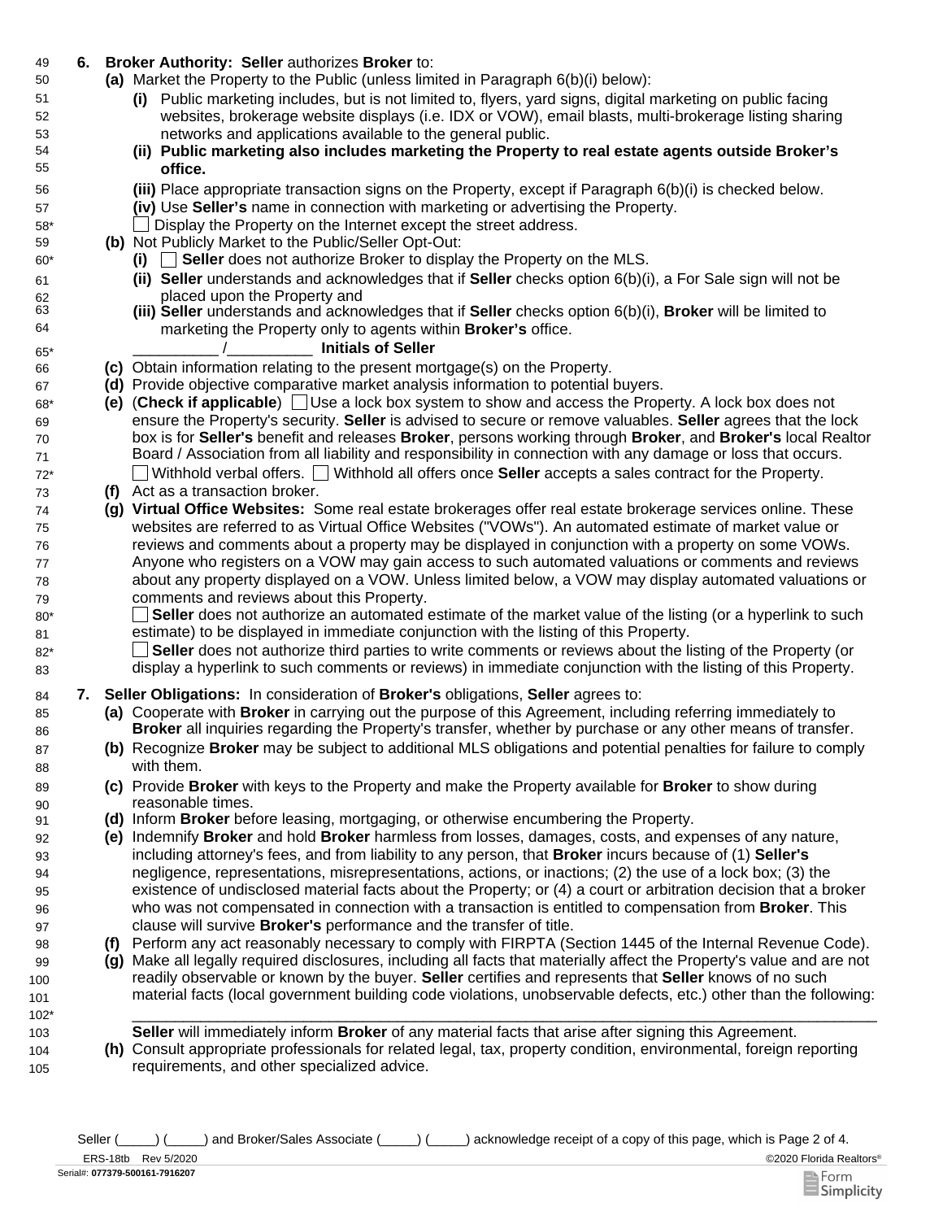**6. Broker Authority: Seller** authorizes **Broker** to:

**(a)** Market the Property to the Public (unless limited in Paragraph 6(b)(i) below):

**(i)** Public marketing includes, but is not limited to, flyers, yard signs, digital marketing on public facing websites, brokerage website displays (i.e. IDX or VOW), email blasts, multi-brokerage listing sharing networks and applications available to the general public.

**(ii) Public marketing also includes marketing the Property to real estate agents outside Broker's office.**

**(iii)** Place appropriate transaction signs on the Property, except if Paragraph 6(b)(i) is checked below.

**(iv)** Use **Seller's** name in connection with marketing or advertising the Property.

☐ Display the Property on the Internet except the street address.

**(b)** Not Publicly Market to the Public/Seller Opt-Out:

**(i)** ☐ **Seller** does not authorize Broker to display the Property on the MLS.

**(ii) Seller** understands and acknowledges that if **Seller** checks option 6(b)(i), a For Sale sign will not be placed upon the Property and

**(iii) Seller** understands and acknowledges that if **Seller** checks option 6(b)(i), **Broker** will be limited to marketing the Property only to agents within **Broker's** office.

__________ /__________ **Initials of Seller**

**(c)** Obtain information relating to the present mortgage(s) on the Property.

**(d)** Provide objective comparative market analysis information to potential buyers.

**(e)** (**Check if applicable**) ☐ Use a lock box system to show and access the Property. A lock box does not ensure the Property's security. **Seller** is advised to secure or remove valuables. **Seller** agrees that the lock box is for **Seller's** benefit and releases **Broker**, persons working through **Broker**, and **Broker's** local Realtor Board / Association from all liability and responsibility in connection with any damage or loss that occurs.

☐ Withhold verbal offers. ☐ Withhold all offers once **Seller** accepts a sales contract for the Property.

**(f)** Act as a transaction broker.

**(g) Virtual Office Websites:** Some real estate brokerages offer real estate brokerage services online. These websites are referred to as Virtual Office Websites ("VOWs"). An automated estimate of market value or reviews and comments about a property may be displayed in conjunction with a property on some VOWs. Anyone who registers on a VOW may gain access to such automated valuations or comments and reviews about any property displayed on a VOW. Unless limited below, a VOW may display automated valuations or comments and reviews about this Property.

☐ **Seller** does not authorize an automated estimate of the market value of the listing (or a hyperlink to such estimate) to be displayed in immediate conjunction with the listing of this Property.

☐ **Seller** does not authorize third parties to write comments or reviews about the listing of the Property (or display a hyperlink to such comments or reviews) in immediate conjunction with the listing of this Property.

**7. Seller Obligations:** In consideration of **Broker's** obligations, **Seller** agrees to:

**(a)** Cooperate with **Broker** in carrying out the purpose of this Agreement, including referring immediately to **Broker** all inquiries regarding the Property's transfer, whether by purchase or any other means of transfer.

**(b)** Recognize **Broker** may be subject to additional MLS obligations and potential penalties for failure to comply with them.

**(c)** Provide **Broker** with keys to the Property and make the Property available for **Broker** to show during reasonable times.

**(d)** Inform **Broker** before leasing, mortgaging, or otherwise encumbering the Property.

**(e)** Indemnify **Broker** and hold **Broker** harmless from losses, damages, costs, and expenses of any nature, including attorney's fees, and from liability to any person, that **Broker** incurs because of (1) **Seller's** negligence, representations, misrepresentations, actions, or inactions; (2) the use of a lock box; (3) the existence of undisclosed material facts about the Property; or (4) a court or arbitration decision that a broker who was not compensated in connection with a transaction is entitled to compensation from **Broker**. This clause will survive **Broker's** performance and the transfer of title.

**(f)** Perform any act reasonably necessary to comply with FIRPTA (Section 1445 of the Internal Revenue Code).

**(g)** Make all legally required disclosures, including all facts that materially affect the Property's value and are not readily observable or known by the buyer. **Seller** certifies and represents that **Seller** knows of no such material facts (local government building code violations, unobservable defects, etc.) other than the following:

______________________________________________________________________________

**Seller** will immediately inform **Broker** of any material facts that arise after signing this Agreement.

**(h)** Consult appropriate professionals for related legal, tax, property condition, environmental, foreign reporting requirements, and other specialized advice.

Seller (_____) (_____) and Broker/Sales Associate (_____) (_____) acknowledge receipt of a copy of this page, which is Page 2 of 4.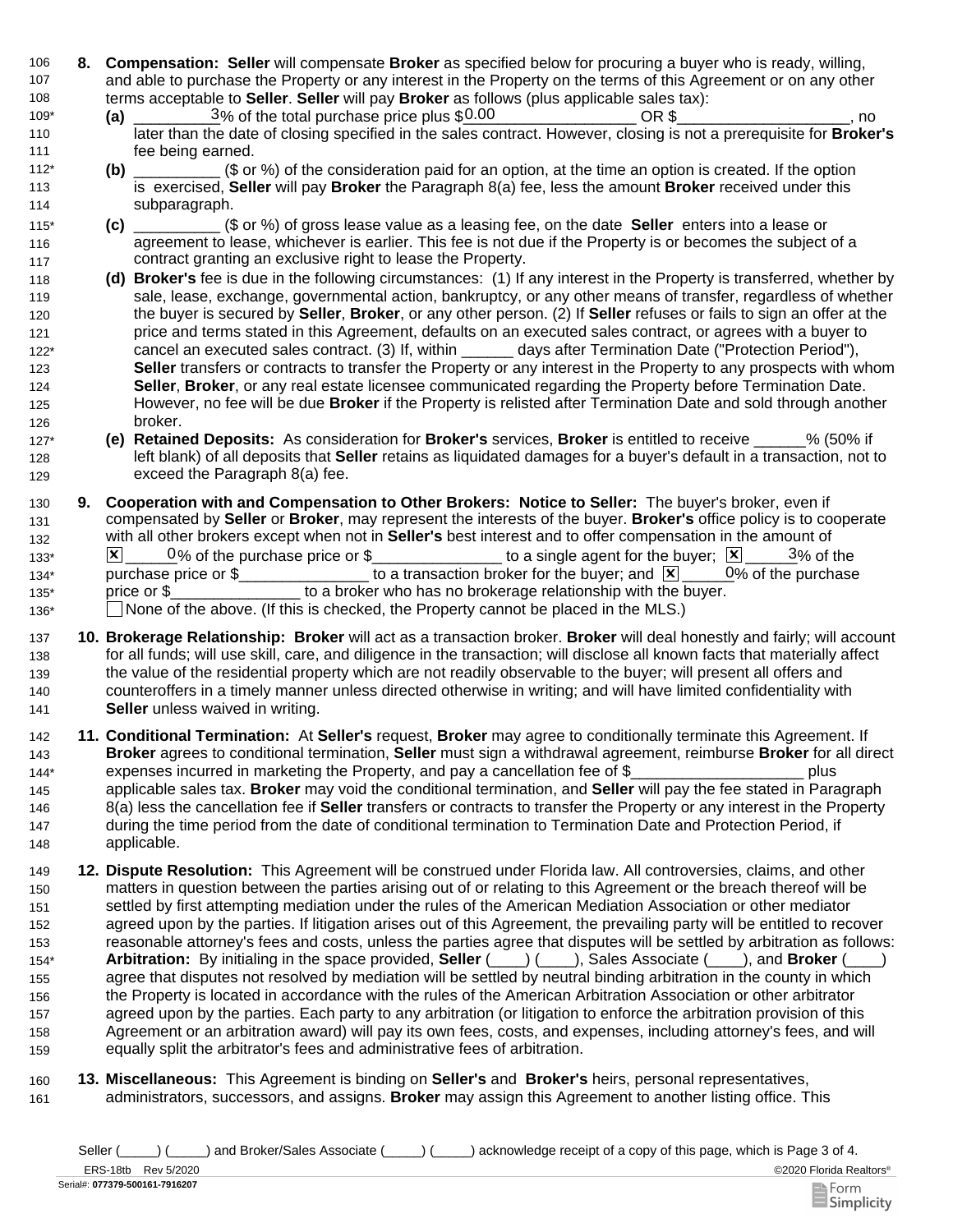**8. Compensation:** **Seller** will compensate **Broker** as specified below for procuring a buyer who is ready, willing, and able to purchase the Property or any interest in the Property on the terms of this Agreement or on any other terms acceptable to **Seller**. **Seller** will pay **Broker** as follows (plus applicable sales tax):

**(a)** ______3% of the total purchase price plus $0.00____________ OR $____________________, no later than the date of closing specified in the sales contract. However, closing is not a prerequisite for **Broker's** fee being earned.

**(b)** __________ ($ or %) of the consideration paid for an option, at the time an option is created. If the option is exercised, **Seller** will pay **Broker** the Paragraph 8(a) fee, less the amount **Broker** received under this subparagraph.

**(c)** __________ ($ or %) of gross lease value as a leasing fee, on the date **Seller** enters into a lease or agreement to lease, whichever is earlier. This fee is not due if the Property is or becomes the subject of a contract granting an exclusive right to lease the Property.

**(d)** **Broker's** fee is due in the following circumstances: (1) If any interest in the Property is transferred, whether by sale, lease, exchange, governmental action, bankruptcy, or any other means of transfer, regardless of whether the buyer is secured by **Seller**, **Broker**, or any other person. (2) If **Seller** refuses or fails to sign an offer at the price and terms stated in this Agreement, defaults on an executed sales contract, or agrees with a buyer to cancel an executed sales contract. (3) If, within ______ days after Termination Date ("Protection Period"), **Seller** transfers or contracts to transfer the Property or any interest in the Property to any prospects with whom **Seller**, **Broker**, or any real estate licensee communicated regarding the Property before Termination Date. However, no fee will be due **Broker** if the Property is relisted after Termination Date and sold through another broker.

**(e)** **Retained Deposits:** As consideration for **Broker's** services, **Broker** is entitled to receive ______% (50% if left blank) of all deposits that **Seller** retains as liquidated damages for a buyer's default in a transaction, not to exceed the Paragraph 8(a) fee.

**9. Cooperation with and Compensation to Other Brokers: Notice to Seller:** The buyer's broker, even if compensated by **Seller** or **Broker**, may represent the interests of the buyer. **Broker's** office policy is to cooperate with all other brokers except when not in **Seller's** best interest and to offer compensation in the amount of ☒ ____0% of the purchase price or $_______________ to a single agent for the buyer; ☒ ____3% of the purchase price or $_______________ to a transaction broker for the buyer; and ☒ ____0% of the purchase price or $_______________ to a broker who has no brokerage relationship with the buyer.

☐ None of the above. (If this is checked, the Property cannot be placed in the MLS.)

**10. Brokerage Relationship:** **Broker** will act as a transaction broker. **Broker** will deal honestly and fairly; will account for all funds; will use skill, care, and diligence in the transaction; will disclose all known facts that materially affect the value of the residential property which are not readily observable to the buyer; will present all offers and counteroffers in a timely manner unless directed otherwise in writing; and will have limited confidentiality with **Seller** unless waived in writing.

**11. Conditional Termination:** At **Seller's** request, **Broker** may agree to conditionally terminate this Agreement. If **Broker** agrees to conditional termination, **Seller** must sign a withdrawal agreement, reimburse **Broker** for all direct expenses incurred in marketing the Property, and pay a cancellation fee of $____________________ plus applicable sales tax. **Broker** may void the conditional termination, and **Seller** will pay the fee stated in Paragraph 8(a) less the cancellation fee if **Seller** transfers or contracts to transfer the Property or any interest in the Property during the time period from the date of conditional termination to Termination Date and Protection Period, if applicable.

**12. Dispute Resolution:** This Agreement will be construed under Florida law. All controversies, claims, and other matters in question between the parties arising out of or relating to this Agreement or the breach thereof will be settled by first attempting mediation under the rules of the American Mediation Association or other mediator agreed upon by the parties. If litigation arises out of this Agreement, the prevailing party will be entitled to recover reasonable attorney's fees and costs, unless the parties agree that disputes will be settled by arbitration as follows: **Arbitration:** By initialing in the space provided, **Seller** (____) (____), Sales Associate (____), and **Broker** (____) agree that disputes not resolved by mediation will be settled by neutral binding arbitration in the county in which the Property is located in accordance with the rules of the American Arbitration Association or other arbitrator agreed upon by the parties. Each party to any arbitration (or litigation to enforce the arbitration provision of this Agreement or an arbitration award) will pay its own fees, costs, and expenses, including attorney's fees, and will equally split the arbitrator's fees and administrative fees of arbitration.

**13. Miscellaneous:** This Agreement is binding on **Seller's** and **Broker's** heirs, personal representatives, administrators, successors, and assigns. **Broker** may assign this Agreement to another listing office. This

Seller (_____) (_____) and Broker/Sales Associate (_____) (_____) acknowledge receipt of a copy of this page, which is Page 3 of 4.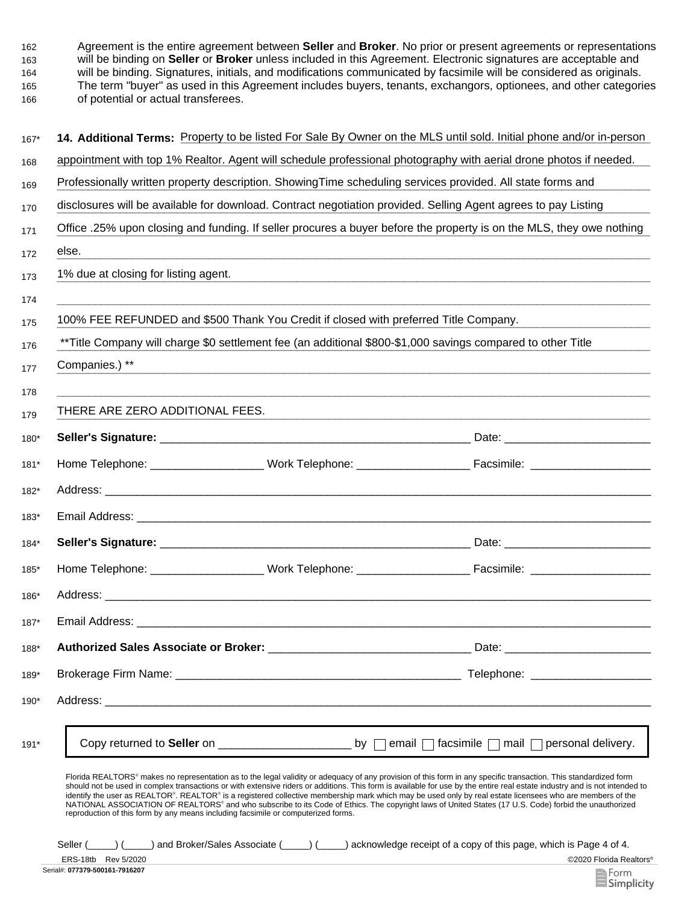162 Agreement is the entire agreement between **Seller** and **Broker**. No prior or present agreements or representations
163 will be binding on **Seller** or **Broker** unless included in this Agreement. Electronic signatures are acceptable and
164 will be binding. Signatures, initials, and modifications communicated by facsimile will be considered as originals.
165 The term "buyer" as used in this Agreement includes buyers, tenants, exchangors, optionees, and other categories
166 of potential or actual transferees.

167* **14. Additional Terms:** Property to be listed For Sale By Owner on the MLS until sold. Initial phone and/or in-person
168 appointment with top 1% Realtor. Agent will schedule professional photography with aerial drone photos if needed.
169 Professionally written property description. ShowingTime scheduling services provided. All state forms and
170 disclosures will be available for download. Contract negotiation provided. Selling Agent agrees to pay Listing
171 Office .25% upon closing and funding. If seller procures a buyer before the property is on the MLS, they owe nothing
172 else.
173 1% due at closing for listing agent.
174 ______________________________
175 100% FEE REFUNDED and $500 Thank You Credit if closed with preferred Title Company.
176 **Title Company will charge $0 settlement fee (an additional $800-$1,000 savings compared to other Title
177 Companies.) **
178 ______________________________
179 THERE ARE ZERO ADDITIONAL FEES.

180* **Seller's Signature:** ______________________________ Date: ______________

181* Home Telephone: ______________ Work Telephone: ______________ Facsimile: ______________

182* Address: ______________________________

183* Email Address: ______________________________

184* **Seller's Signature:** ______________________________ Date: ______________

185* Home Telephone: ______________ Work Telephone: ______________ Facsimile: ______________

186* Address: ______________________________

187* Email Address: ______________________________

188* **Authorized Sales Associate or Broker:** ______________________________ Date: ______________

189* Brokerage Firm Name: ______________________________ Telephone: ______________

190* Address: ______________________________

191* Copy returned to **Seller** on ______________ by ☐ email ☐ facsimile ☐ mail ☐ personal delivery.

Florida REALTORS® makes no representation as to the legal validity or adequacy of any provision of this form in any specific transaction. This standardized form should not be used in complex transactions or with extensive riders or additions. This form is available for use by the entire real estate industry and is not intended to identify the user as REALTOR®. REALTOR® is a registered collective membership mark which may be used only by real estate licensees who are members of the NATIONAL ASSOCIATION OF REALTORS® and who subscribe to its Code of Ethics. The copyright laws of United States (17 U.S. Code) forbid the unauthorized reproduction of this form by any means including facsimile or computerized forms.

Seller (_____) (_____) and Broker/Sales Associate (_____) (_____) acknowledge receipt of a copy of this page, which is Page 4 of 4.

ERS-18tb Rev 5/2020 ©2020 Florida Realtors®

Serial#: 077379-500161-7916207